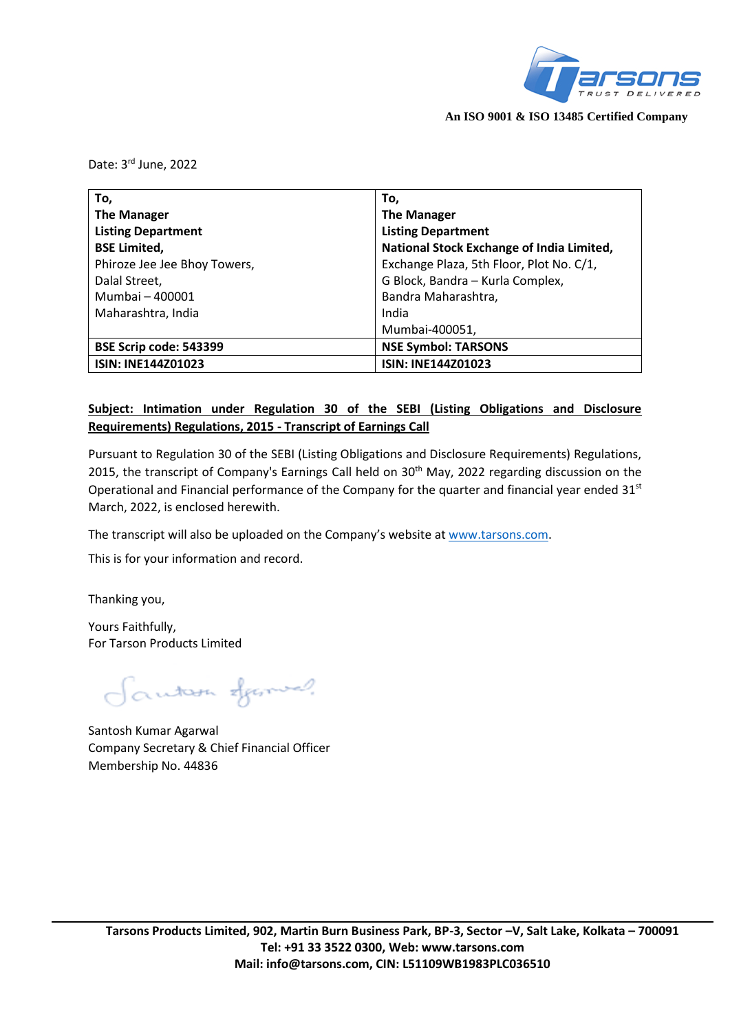An ISO 9001 & ISO 13485 Certified Company

Date: 3rd June, 2022

| To,<br>**The Manager**<br>**Listing Department**<br>**BSE Limited,**<br>Phiroze Jee Jee Bhoy Towers,<br>Dalal Street,<br>Mumbai – 400001<br>Maharashtra, India | To,<br>**The Manager**<br>**Listing Department**<br>**National Stock Exchange of India Limited,**<br>Exchange Plaza, 5th Floor, Plot No. C/1,<br>G Block, Bandra – Kurla Complex,<br>Bandra Maharashtra,<br>India<br>Mumbai-400051, |
|---|---|
| **BSE Scrip code: 543399** | **NSE Symbol: TARSONS** |
| **ISIN: INE144Z01023** | **ISIN: INE144Z01023** |

**Subject: Intimation under Regulation 30 of the SEBI (Listing Obligations and Disclosure Requirements) Regulations, 2015 - Transcript of Earnings Call**

Pursuant to Regulation 30 of the SEBI (Listing Obligations and Disclosure Requirements) Regulations, 2015, the transcript of Company's Earnings Call held on 30th May, 2022 regarding discussion on the Operational and Financial performance of the Company for the quarter and financial year ended 31st March, 2022, is enclosed herewith.

The transcript will also be uploaded on the Company's website at www.tarsons.com.

This is for your information and record.

Thanking you,

Yours Faithfully,
For Tarson Products Limited

Santosh Kumar Agarwal
Company Secretary & Chief Financial Officer
Membership No. 44836

**Tarsons Products Limited, 902, Martin Burn Business Park, BP-3, Sector –V, Salt Lake, Kolkata – 700091**
**Tel: +91 33 3522 0300, Web: www.tarsons.com**
**Mail: info@tarsons.com, CIN: L51109WB1983PLC036510**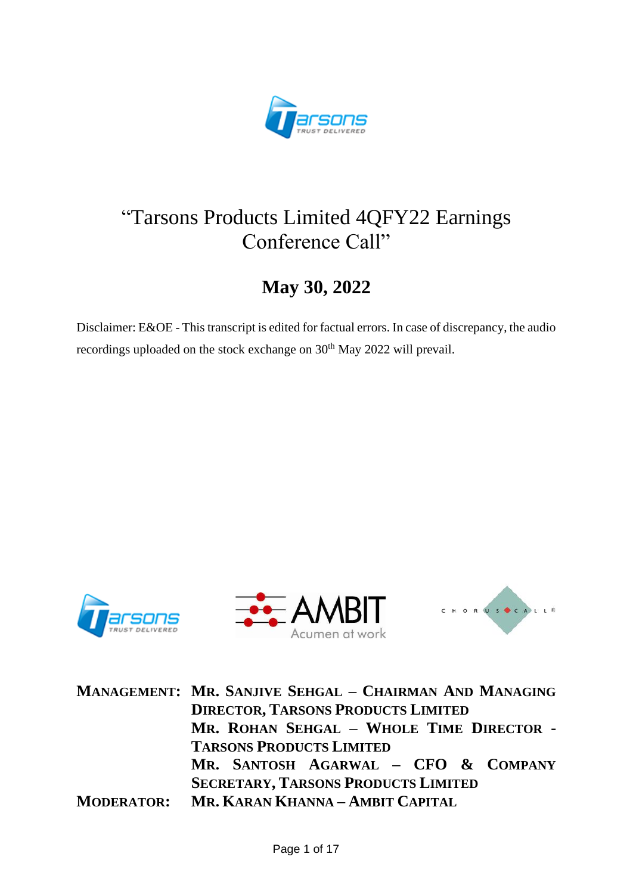# "Tarsons Products Limited 4QFY22 Earnings Conference Call"

## May 30, 2022

Disclaimer: E&OE - This transcript is edited for factual errors. In case of discrepancy, the audio recordings uploaded on the stock exchange on 30th May 2022 will prevail.

| | |
|---|---|
| **MANAGEMENT:** | **MR. SANJIVE SEHGAL – CHAIRMAN AND MANAGING DIRECTOR, TARSONS PRODUCTS LIMITED** |
| | **MR. ROHAN SEHGAL – WHOLE TIME DIRECTOR - TARSONS PRODUCTS LIMITED** |
| | **MR. SANTOSH AGARWAL – CFO & COMPANY SECRETARY, TARSONS PRODUCTS LIMITED** |
| **MODERATOR:** | **MR. KARAN KHANNA – AMBIT CAPITAL** |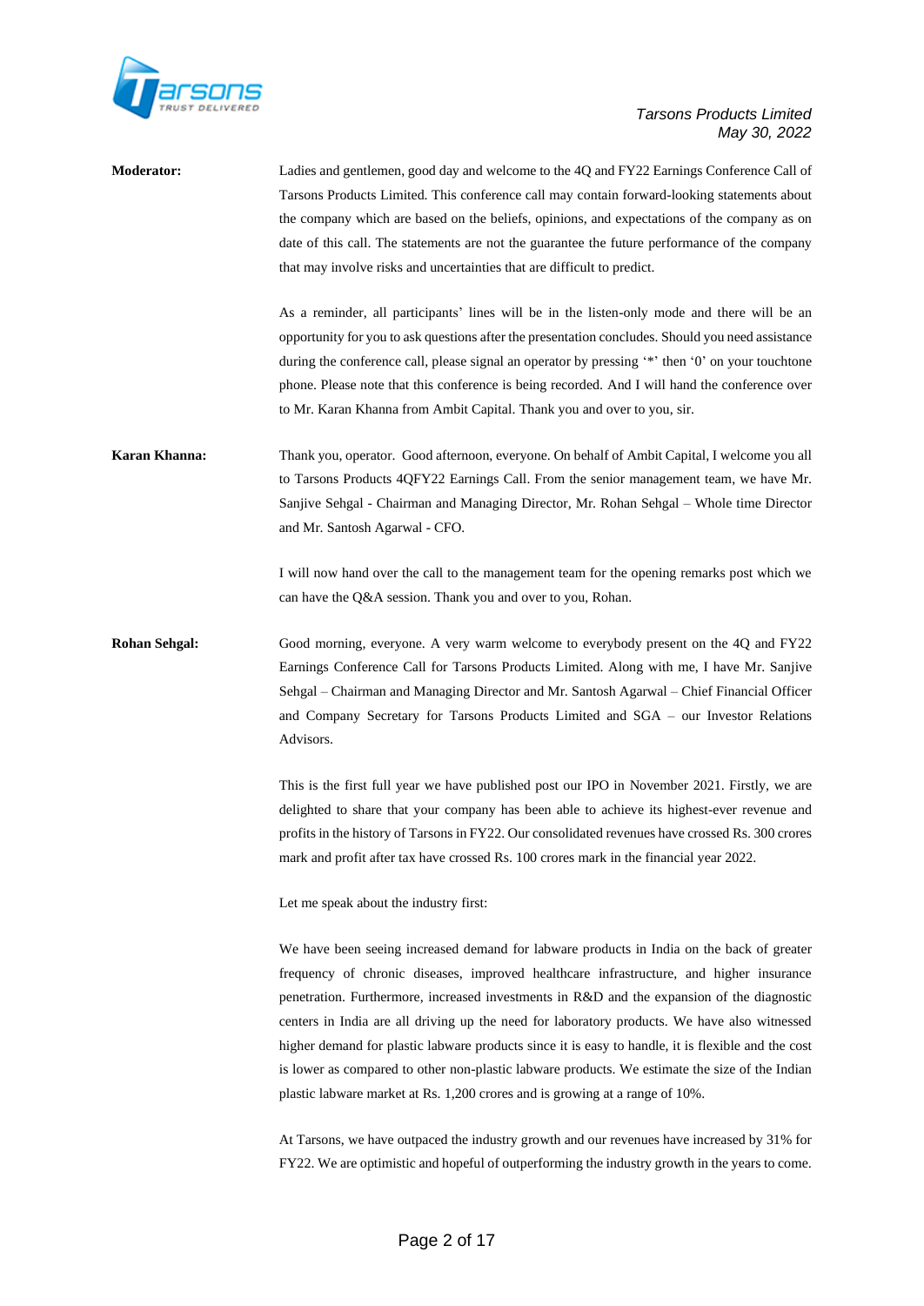**Moderator:** Ladies and gentlemen, good day and welcome to the 4Q and FY22 Earnings Conference Call of Tarsons Products Limited. This conference call may contain forward-looking statements about the company which are based on the beliefs, opinions, and expectations of the company as on date of this call. The statements are not the guarantee the future performance of the company that may involve risks and uncertainties that are difficult to predict.

As a reminder, all participants' lines will be in the listen-only mode and there will be an opportunity for you to ask questions after the presentation concludes. Should you need assistance during the conference call, please signal an operator by pressing '*' then '0' on your touchtone phone. Please note that this conference is being recorded. And I will hand the conference over to Mr. Karan Khanna from Ambit Capital. Thank you and over to you, sir.

**Karan Khanna:** Thank you, operator. Good afternoon, everyone. On behalf of Ambit Capital, I welcome you all to Tarsons Products 4QFY22 Earnings Call. From the senior management team, we have Mr. Sanjive Sehgal - Chairman and Managing Director, Mr. Rohan Sehgal – Whole time Director and Mr. Santosh Agarwal - CFO.

I will now hand over the call to the management team for the opening remarks post which we can have the Q&A session. Thank you and over to you, Rohan.

**Rohan Sehgal:** Good morning, everyone. A very warm welcome to everybody present on the 4Q and FY22 Earnings Conference Call for Tarsons Products Limited. Along with me, I have Mr. Sanjive Sehgal – Chairman and Managing Director and Mr. Santosh Agarwal – Chief Financial Officer and Company Secretary for Tarsons Products Limited and SGA – our Investor Relations Advisors.

This is the first full year we have published post our IPO in November 2021. Firstly, we are delighted to share that your company has been able to achieve its highest-ever revenue and profits in the history of Tarsons in FY22. Our consolidated revenues have crossed Rs. 300 crores mark and profit after tax have crossed Rs. 100 crores mark in the financial year 2022.

Let me speak about the industry first:

We have been seeing increased demand for labware products in India on the back of greater frequency of chronic diseases, improved healthcare infrastructure, and higher insurance penetration. Furthermore, increased investments in R&D and the expansion of the diagnostic centers in India are all driving up the need for laboratory products. We have also witnessed higher demand for plastic labware products since it is easy to handle, it is flexible and the cost is lower as compared to other non-plastic labware products. We estimate the size of the Indian plastic labware market at Rs. 1,200 crores and is growing at a range of 10%.

At Tarsons, we have outpaced the industry growth and our revenues have increased by 31% for FY22. We are optimistic and hopeful of outperforming the industry growth in the years to come.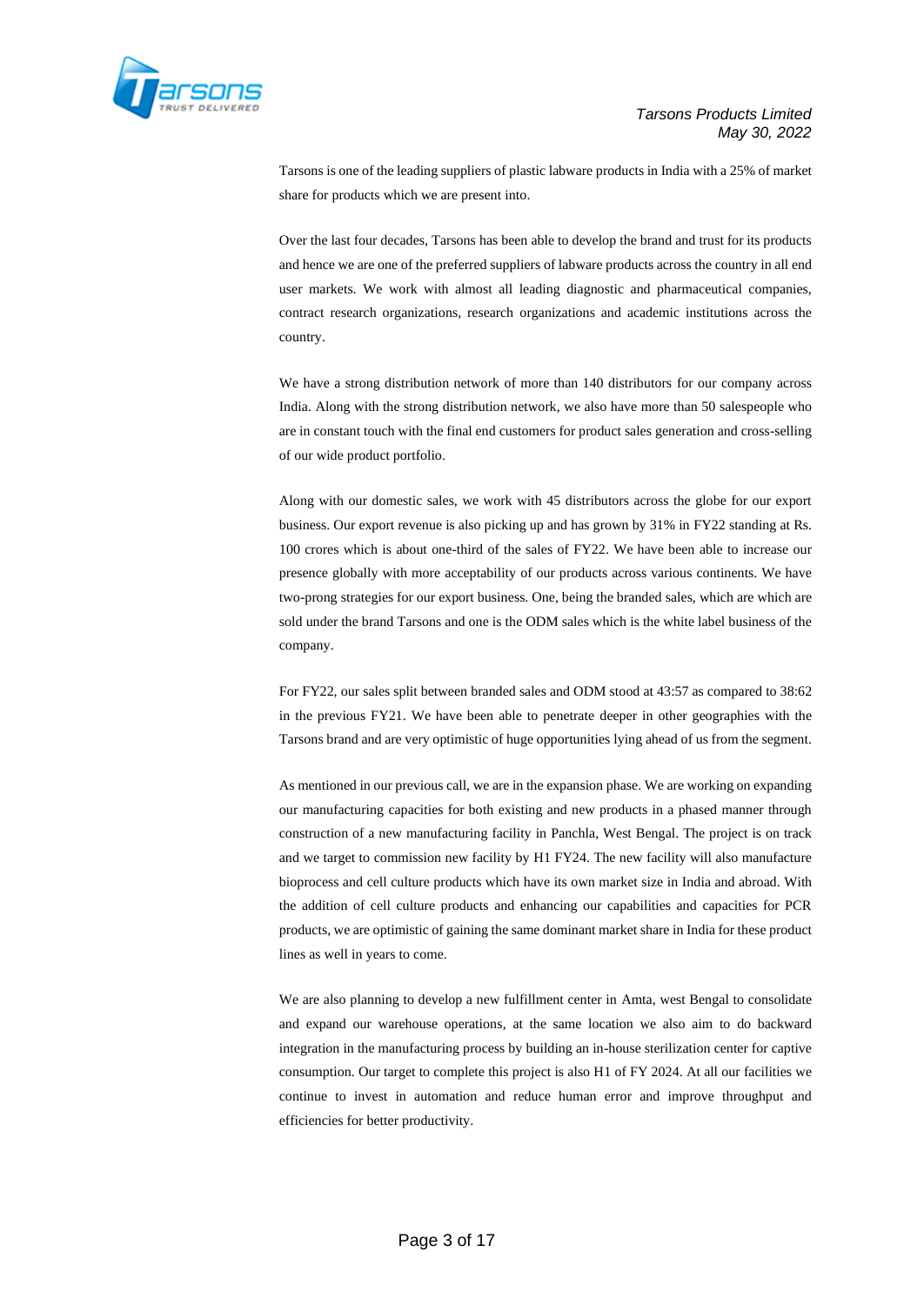Tarsons is one of the leading suppliers of plastic labware products in India with a 25% of market share for products which we are present into.

Over the last four decades, Tarsons has been able to develop the brand and trust for its products and hence we are one of the preferred suppliers of labware products across the country in all end user markets. We work with almost all leading diagnostic and pharmaceutical companies, contract research organizations, research organizations and academic institutions across the country.

We have a strong distribution network of more than 140 distributors for our company across India. Along with the strong distribution network, we also have more than 50 salespeople who are in constant touch with the final end customers for product sales generation and cross-selling of our wide product portfolio.

Along with our domestic sales, we work with 45 distributors across the globe for our export business. Our export revenue is also picking up and has grown by 31% in FY22 standing at Rs. 100 crores which is about one-third of the sales of FY22. We have been able to increase our presence globally with more acceptability of our products across various continents. We have two-prong strategies for our export business. One, being the branded sales, which are which are sold under the brand Tarsons and one is the ODM sales which is the white label business of the company.

For FY22, our sales split between branded sales and ODM stood at 43:57 as compared to 38:62 in the previous FY21. We have been able to penetrate deeper in other geographies with the Tarsons brand and are very optimistic of huge opportunities lying ahead of us from the segment.

As mentioned in our previous call, we are in the expansion phase. We are working on expanding our manufacturing capacities for both existing and new products in a phased manner through construction of a new manufacturing facility in Panchla, West Bengal. The project is on track and we target to commission new facility by H1 FY24. The new facility will also manufacture bioprocess and cell culture products which have its own market size in India and abroad. With the addition of cell culture products and enhancing our capabilities and capacities for PCR products, we are optimistic of gaining the same dominant market share in India for these product lines as well in years to come.

We are also planning to develop a new fulfillment center in Amta, west Bengal to consolidate and expand our warehouse operations, at the same location we also aim to do backward integration in the manufacturing process by building an in-house sterilization center for captive consumption. Our target to complete this project is also H1 of FY 2024. At all our facilities we continue to invest in automation and reduce human error and improve throughput and efficiencies for better productivity.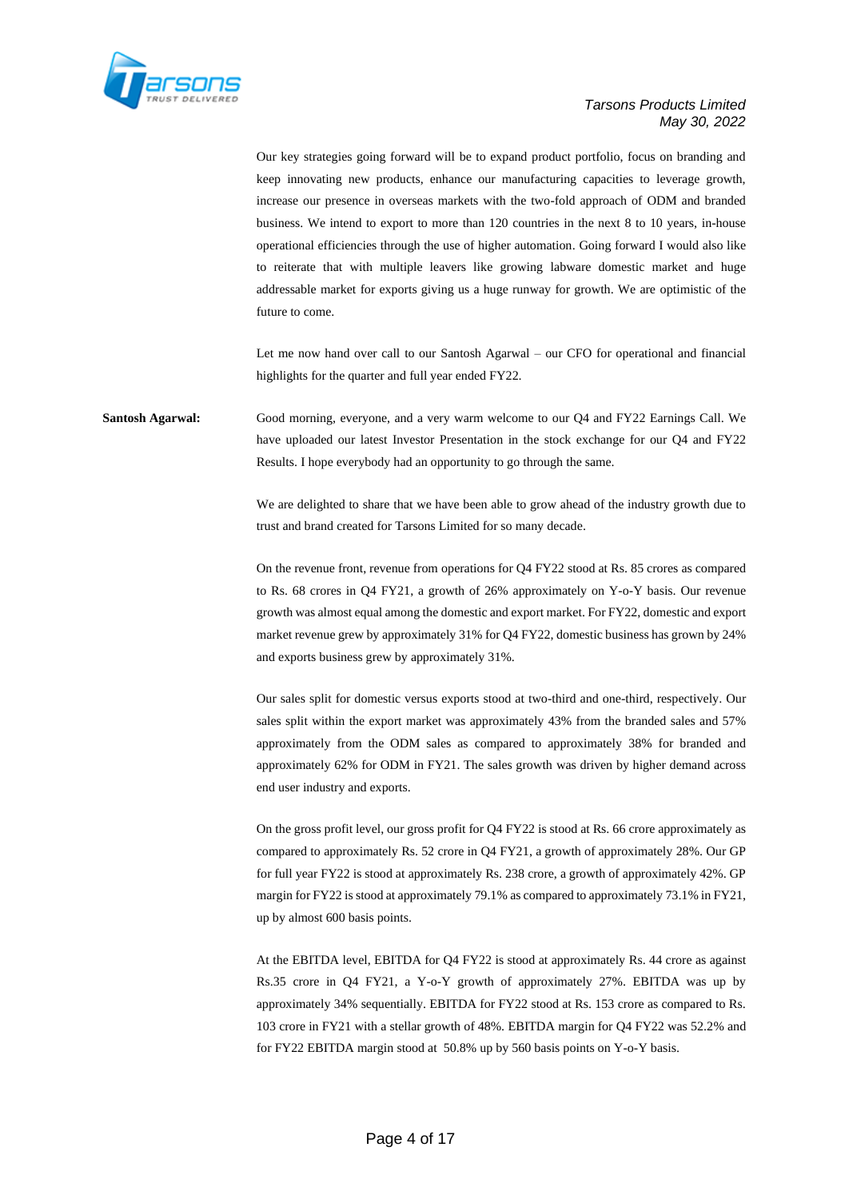Our key strategies going forward will be to expand product portfolio, focus on branding and keep innovating new products, enhance our manufacturing capacities to leverage growth, increase our presence in overseas markets with the two-fold approach of ODM and branded business. We intend to export to more than 120 countries in the next 8 to 10 years, in-house operational efficiencies through the use of higher automation. Going forward I would also like to reiterate that with multiple leavers like growing labware domestic market and huge addressable market for exports giving us a huge runway for growth. We are optimistic of the future to come.

Let me now hand over call to our Santosh Agarwal – our CFO for operational and financial highlights for the quarter and full year ended FY22.

**Santosh Agarwal:** Good morning, everyone, and a very warm welcome to our Q4 and FY22 Earnings Call. We have uploaded our latest Investor Presentation in the stock exchange for our Q4 and FY22 Results. I hope everybody had an opportunity to go through the same.

We are delighted to share that we have been able to grow ahead of the industry growth due to trust and brand created for Tarsons Limited for so many decade.

On the revenue front, revenue from operations for Q4 FY22 stood at Rs. 85 crores as compared to Rs. 68 crores in Q4 FY21, a growth of 26% approximately on Y-o-Y basis. Our revenue growth was almost equal among the domestic and export market. For FY22, domestic and export market revenue grew by approximately 31% for Q4 FY22, domestic business has grown by 24% and exports business grew by approximately 31%.

Our sales split for domestic versus exports stood at two-third and one-third, respectively. Our sales split within the export market was approximately 43% from the branded sales and 57% approximately from the ODM sales as compared to approximately 38% for branded and approximately 62% for ODM in FY21. The sales growth was driven by higher demand across end user industry and exports.

On the gross profit level, our gross profit for Q4 FY22 is stood at Rs. 66 crore approximately as compared to approximately Rs. 52 crore in Q4 FY21, a growth of approximately 28%. Our GP for full year FY22 is stood at approximately Rs. 238 crore, a growth of approximately 42%. GP margin for FY22 is stood at approximately 79.1% as compared to approximately 73.1% in FY21, up by almost 600 basis points.

At the EBITDA level, EBITDA for Q4 FY22 is stood at approximately Rs. 44 crore as against Rs.35 crore in Q4 FY21, a Y-o-Y growth of approximately 27%. EBITDA was up by approximately 34% sequentially. EBITDA for FY22 stood at Rs. 153 crore as compared to Rs. 103 crore in FY21 with a stellar growth of 48%. EBITDA margin for Q4 FY22 was 52.2% and for FY22 EBITDA margin stood at 50.8% up by 560 basis points on Y-o-Y basis.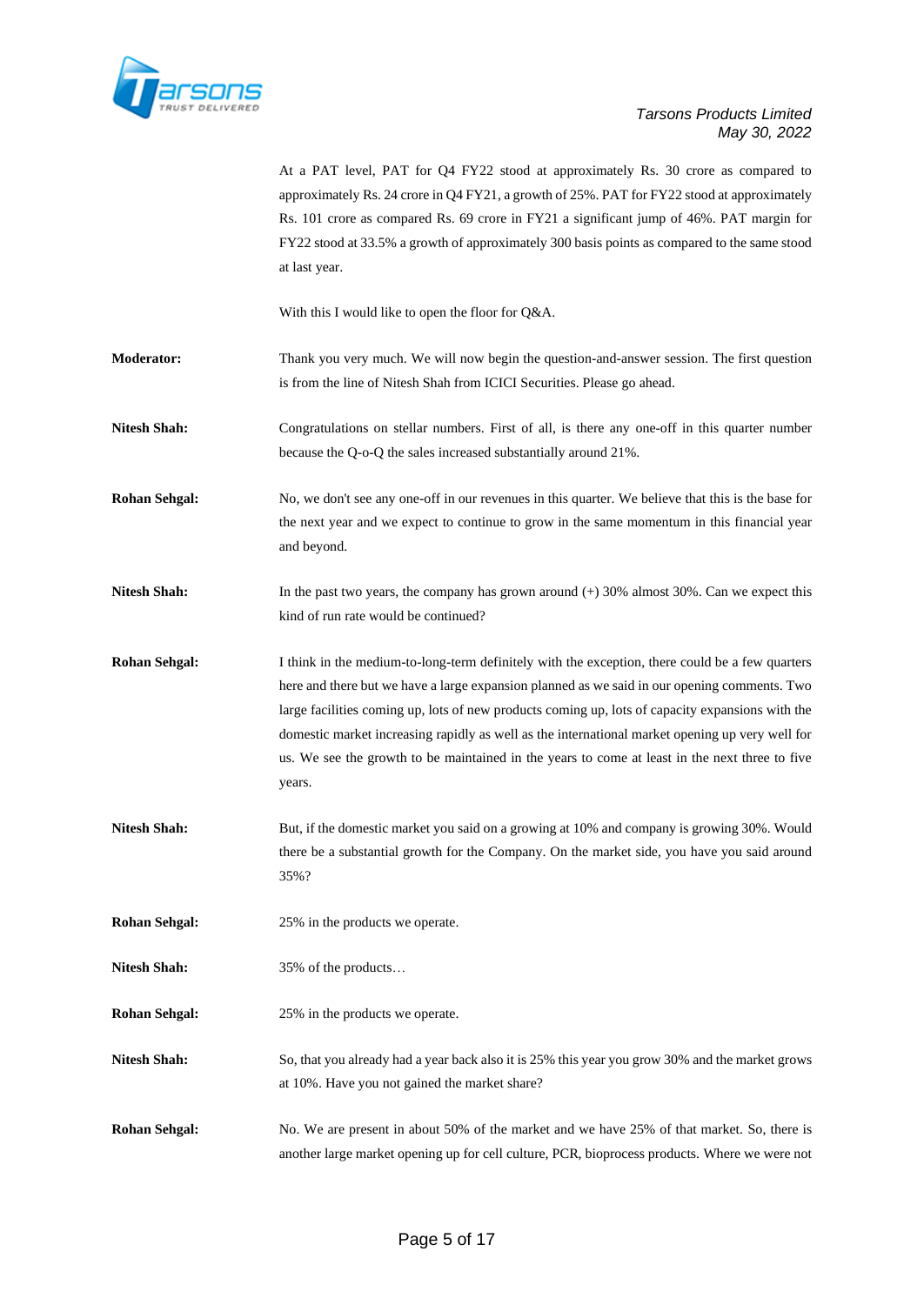At a PAT level, PAT for Q4 FY22 stood at approximately Rs. 30 crore as compared to approximately Rs. 24 crore in Q4 FY21, a growth of 25%. PAT for FY22 stood at approximately Rs. 101 crore as compared Rs. 69 crore in FY21 a significant jump of 46%. PAT margin for FY22 stood at 33.5% a growth of approximately 300 basis points as compared to the same stood at last year.

With this I would like to open the floor for Q&A.

**Moderator:** Thank you very much. We will now begin the question-and-answer session. The first question is from the line of Nitesh Shah from ICICI Securities. Please go ahead.

**Nitesh Shah:** Congratulations on stellar numbers. First of all, is there any one-off in this quarter number because the Q-o-Q the sales increased substantially around 21%.

**Rohan Sehgal:** No, we don't see any one-off in our revenues in this quarter. We believe that this is the base for the next year and we expect to continue to grow in the same momentum in this financial year and beyond.

**Nitesh Shah:** In the past two years, the company has grown around (+) 30% almost 30%. Can we expect this kind of run rate would be continued?

**Rohan Sehgal:** I think in the medium-to-long-term definitely with the exception, there could be a few quarters here and there but we have a large expansion planned as we said in our opening comments. Two large facilities coming up, lots of new products coming up, lots of capacity expansions with the domestic market increasing rapidly as well as the international market opening up very well for us. We see the growth to be maintained in the years to come at least in the next three to five years.

**Nitesh Shah:** But, if the domestic market you said on a growing at 10% and company is growing 30%. Would there be a substantial growth for the Company. On the market side, you have you said around 35%?

**Rohan Sehgal:** 25% in the products we operate.

**Nitesh Shah:** 35% of the products…

**Rohan Sehgal:** 25% in the products we operate.

**Nitesh Shah:** So, that you already had a year back also it is 25% this year you grow 30% and the market grows at 10%. Have you not gained the market share?

**Rohan Sehgal:** No. We are present in about 50% of the market and we have 25% of that market. So, there is another large market opening up for cell culture, PCR, bioprocess products. Where we were not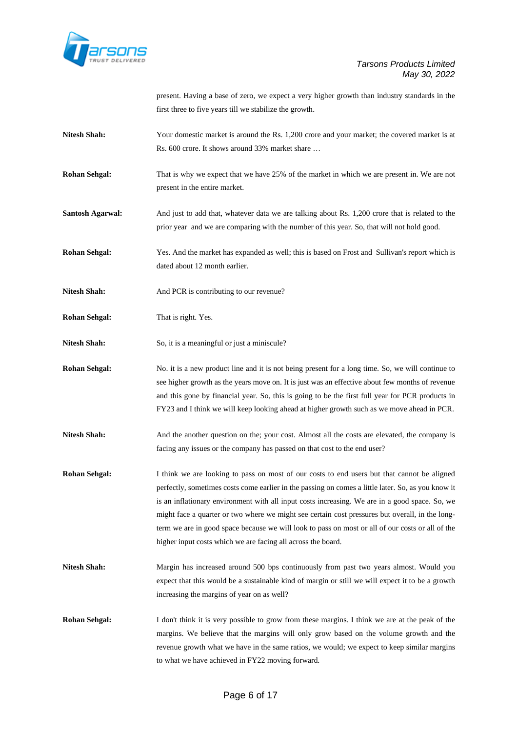present. Having a base of zero, we expect a very higher growth than industry standards in the first three to five years till we stabilize the growth.

**Nitesh Shah:** Your domestic market is around the Rs. 1,200 crore and your market; the covered market is at Rs. 600 crore. It shows around 33% market share …

**Rohan Sehgal:** That is why we expect that we have 25% of the market in which we are present in. We are not present in the entire market.

**Santosh Agarwal:** And just to add that, whatever data we are talking about Rs. 1,200 crore that is related to the prior year and we are comparing with the number of this year. So, that will not hold good.

**Rohan Sehgal:** Yes. And the market has expanded as well; this is based on Frost and Sullivan's report which is dated about 12 month earlier.

**Nitesh Shah:** And PCR is contributing to our revenue?

**Rohan Sehgal:** That is right. Yes.

**Nitesh Shah:** So, it is a meaningful or just a miniscule?

**Rohan Sehgal:** No. it is a new product line and it is not being present for a long time. So, we will continue to see higher growth as the years move on. It is just was an effective about few months of revenue and this gone by financial year. So, this is going to be the first full year for PCR products in FY23 and I think we will keep looking ahead at higher growth such as we move ahead in PCR.

**Nitesh Shah:** And the another question on the; your cost. Almost all the costs are elevated, the company is facing any issues or the company has passed on that cost to the end user?

**Rohan Sehgal:** I think we are looking to pass on most of our costs to end users but that cannot be aligned perfectly, sometimes costs come earlier in the passing on comes a little later. So, as you know it is an inflationary environment with all input costs increasing. We are in a good space. So, we might face a quarter or two where we might see certain cost pressures but overall, in the long-term we are in good space because we will look to pass on most or all of our costs or all of the higher input costs which we are facing all across the board.

**Nitesh Shah:** Margin has increased around 500 bps continuously from past two years almost. Would you expect that this would be a sustainable kind of margin or still we will expect it to be a growth increasing the margins of year on as well?

**Rohan Sehgal:** I don't think it is very possible to grow from these margins. I think we are at the peak of the margins. We believe that the margins will only grow based on the volume growth and the revenue growth what we have in the same ratios, we would; we expect to keep similar margins to what we have achieved in FY22 moving forward.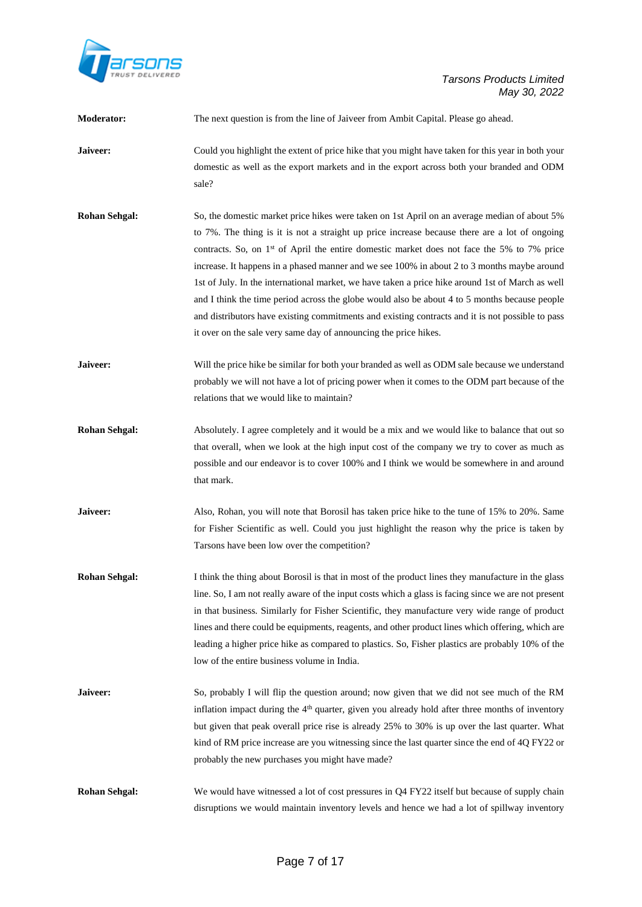**Moderator:** The next question is from the line of Jaiveer from Ambit Capital. Please go ahead.

**Jaiveer:** Could you highlight the extent of price hike that you might have taken for this year in both your domestic as well as the export markets and in the export across both your branded and ODM sale?

**Rohan Sehgal:** So, the domestic market price hikes were taken on 1st April on an average median of about 5% to 7%. The thing is it is not a straight up price increase because there are a lot of ongoing contracts. So, on 1st of April the entire domestic market does not face the 5% to 7% price increase. It happens in a phased manner and we see 100% in about 2 to 3 months maybe around 1st of July. In the international market, we have taken a price hike around 1st of March as well and I think the time period across the globe would also be about 4 to 5 months because people and distributors have existing commitments and existing contracts and it is not possible to pass it over on the sale very same day of announcing the price hikes.

**Jaiveer:** Will the price hike be similar for both your branded as well as ODM sale because we understand probably we will not have a lot of pricing power when it comes to the ODM part because of the relations that we would like to maintain?

**Rohan Sehgal:** Absolutely. I agree completely and it would be a mix and we would like to balance that out so that overall, when we look at the high input cost of the company we try to cover as much as possible and our endeavor is to cover 100% and I think we would be somewhere in and around that mark.

**Jaiveer:** Also, Rohan, you will note that Borosil has taken price hike to the tune of 15% to 20%. Same for Fisher Scientific as well. Could you just highlight the reason why the price is taken by Tarsons have been low over the competition?

**Rohan Sehgal:** I think the thing about Borosil is that in most of the product lines they manufacture in the glass line. So, I am not really aware of the input costs which a glass is facing since we are not present in that business. Similarly for Fisher Scientific, they manufacture very wide range of product lines and there could be equipments, reagents, and other product lines which offering, which are leading a higher price hike as compared to plastics. So, Fisher plastics are probably 10% of the low of the entire business volume in India.

**Jaiveer:** So, probably I will flip the question around; now given that we did not see much of the RM inflation impact during the 4th quarter, given you already hold after three months of inventory but given that peak overall price rise is already 25% to 30% is up over the last quarter. What kind of RM price increase are you witnessing since the last quarter since the end of 4Q FY22 or probably the new purchases you might have made?

**Rohan Sehgal:** We would have witnessed a lot of cost pressures in Q4 FY22 itself but because of supply chain disruptions we would maintain inventory levels and hence we had a lot of spillway inventory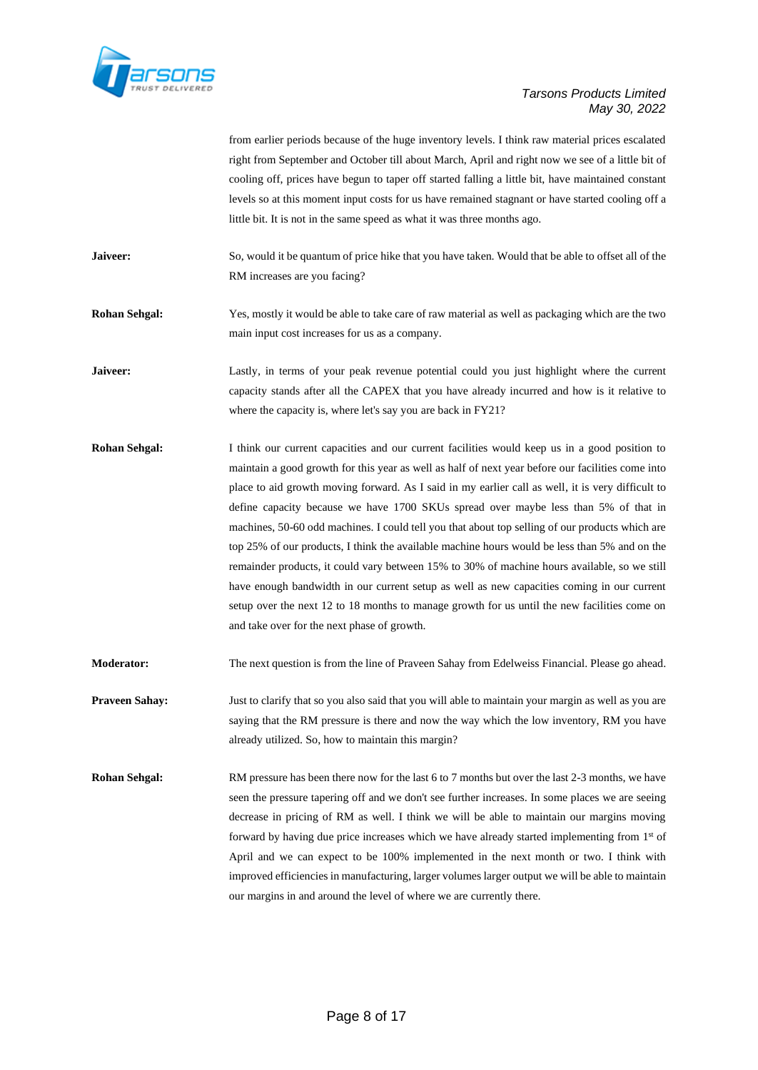from earlier periods because of the huge inventory levels. I think raw material prices escalated right from September and October till about March, April and right now we see of a little bit of cooling off, prices have begun to taper off started falling a little bit, have maintained constant levels so at this moment input costs for us have remained stagnant or have started cooling off a little bit. It is not in the same speed as what it was three months ago.

**Jaiveer:** So, would it be quantum of price hike that you have taken. Would that be able to offset all of the RM increases are you facing?

**Rohan Sehgal:** Yes, mostly it would be able to take care of raw material as well as packaging which are the two main input cost increases for us as a company.

**Jaiveer:** Lastly, in terms of your peak revenue potential could you just highlight where the current capacity stands after all the CAPEX that you have already incurred and how is it relative to where the capacity is, where let's say you are back in FY21?

**Rohan Sehgal:** I think our current capacities and our current facilities would keep us in a good position to maintain a good growth for this year as well as half of next year before our facilities come into place to aid growth moving forward. As I said in my earlier call as well, it is very difficult to define capacity because we have 1700 SKUs spread over maybe less than 5% of that in machines, 50-60 odd machines. I could tell you that about top selling of our products which are top 25% of our products, I think the available machine hours would be less than 5% and on the remainder products, it could vary between 15% to 30% of machine hours available, so we still have enough bandwidth in our current setup as well as new capacities coming in our current setup over the next 12 to 18 months to manage growth for us until the new facilities come on and take over for the next phase of growth.

**Moderator:** The next question is from the line of Praveen Sahay from Edelweiss Financial. Please go ahead.

**Praveen Sahay:** Just to clarify that so you also said that you will able to maintain your margin as well as you are saying that the RM pressure is there and now the way which the low inventory, RM you have already utilized. So, how to maintain this margin?

**Rohan Sehgal:** RM pressure has been there now for the last 6 to 7 months but over the last 2-3 months, we have seen the pressure tapering off and we don't see further increases. In some places we are seeing decrease in pricing of RM as well. I think we will be able to maintain our margins moving forward by having due price increases which we have already started implementing from 1st of April and we can expect to be 100% implemented in the next month or two. I think with improved efficiencies in manufacturing, larger volumes larger output we will be able to maintain our margins in and around the level of where we are currently there.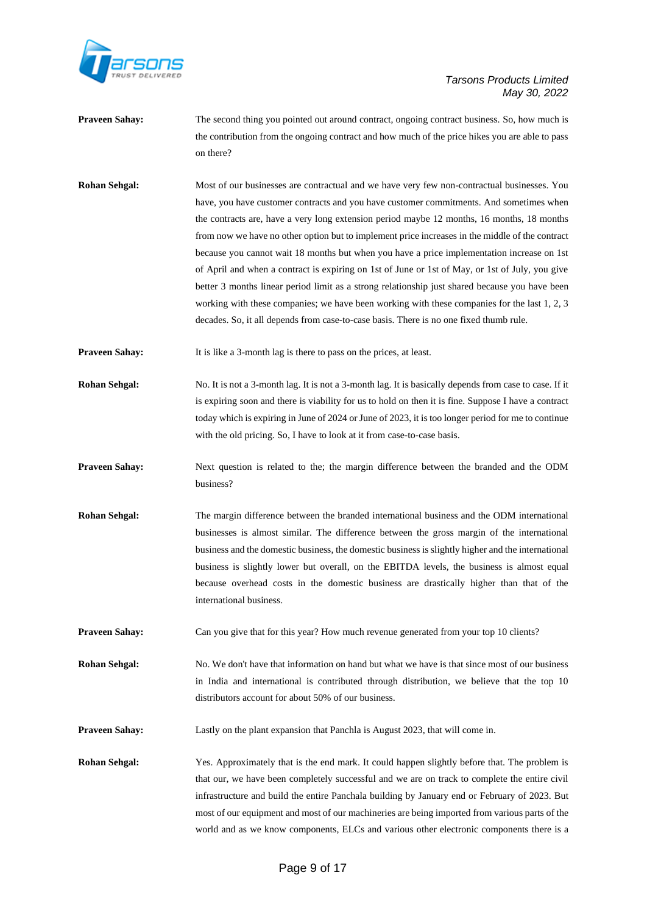**Praveen Sahay:** The second thing you pointed out around contract, ongoing contract business. So, how much is the contribution from the ongoing contract and how much of the price hikes you are able to pass on there?

**Rohan Sehgal:** Most of our businesses are contractual and we have very few non-contractual businesses. You have, you have customer contracts and you have customer commitments. And sometimes when the contracts are, have a very long extension period maybe 12 months, 16 months, 18 months from now we have no other option but to implement price increases in the middle of the contract because you cannot wait 18 months but when you have a price implementation increase on 1st of April and when a contract is expiring on 1st of June or 1st of May, or 1st of July, you give better 3 months linear period limit as a strong relationship just shared because you have been working with these companies; we have been working with these companies for the last 1, 2, 3 decades. So, it all depends from case-to-case basis. There is no one fixed thumb rule.

**Praveen Sahay:** It is like a 3-month lag is there to pass on the prices, at least.

**Rohan Sehgal:** No. It is not a 3-month lag. It is not a 3-month lag. It is basically depends from case to case. If it is expiring soon and there is viability for us to hold on then it is fine. Suppose I have a contract today which is expiring in June of 2024 or June of 2023, it is too longer period for me to continue with the old pricing. So, I have to look at it from case-to-case basis.

**Praveen Sahay:** Next question is related to the; the margin difference between the branded and the ODM business?

**Rohan Sehgal:** The margin difference between the branded international business and the ODM international businesses is almost similar. The difference between the gross margin of the international business and the domestic business, the domestic business is slightly higher and the international business is slightly lower but overall, on the EBITDA levels, the business is almost equal because overhead costs in the domestic business are drastically higher than that of the international business.

**Praveen Sahay:** Can you give that for this year? How much revenue generated from your top 10 clients?

**Rohan Sehgal:** No. We don't have that information on hand but what we have is that since most of our business in India and international is contributed through distribution, we believe that the top 10 distributors account for about 50% of our business.

**Praveen Sahay:** Lastly on the plant expansion that Panchla is August 2023, that will come in.

**Rohan Sehgal:** Yes. Approximately that is the end mark. It could happen slightly before that. The problem is that our, we have been completely successful and we are on track to complete the entire civil infrastructure and build the entire Panchala building by January end or February of 2023. But most of our equipment and most of our machineries are being imported from various parts of the world and as we know components, ELCs and various other electronic components there is a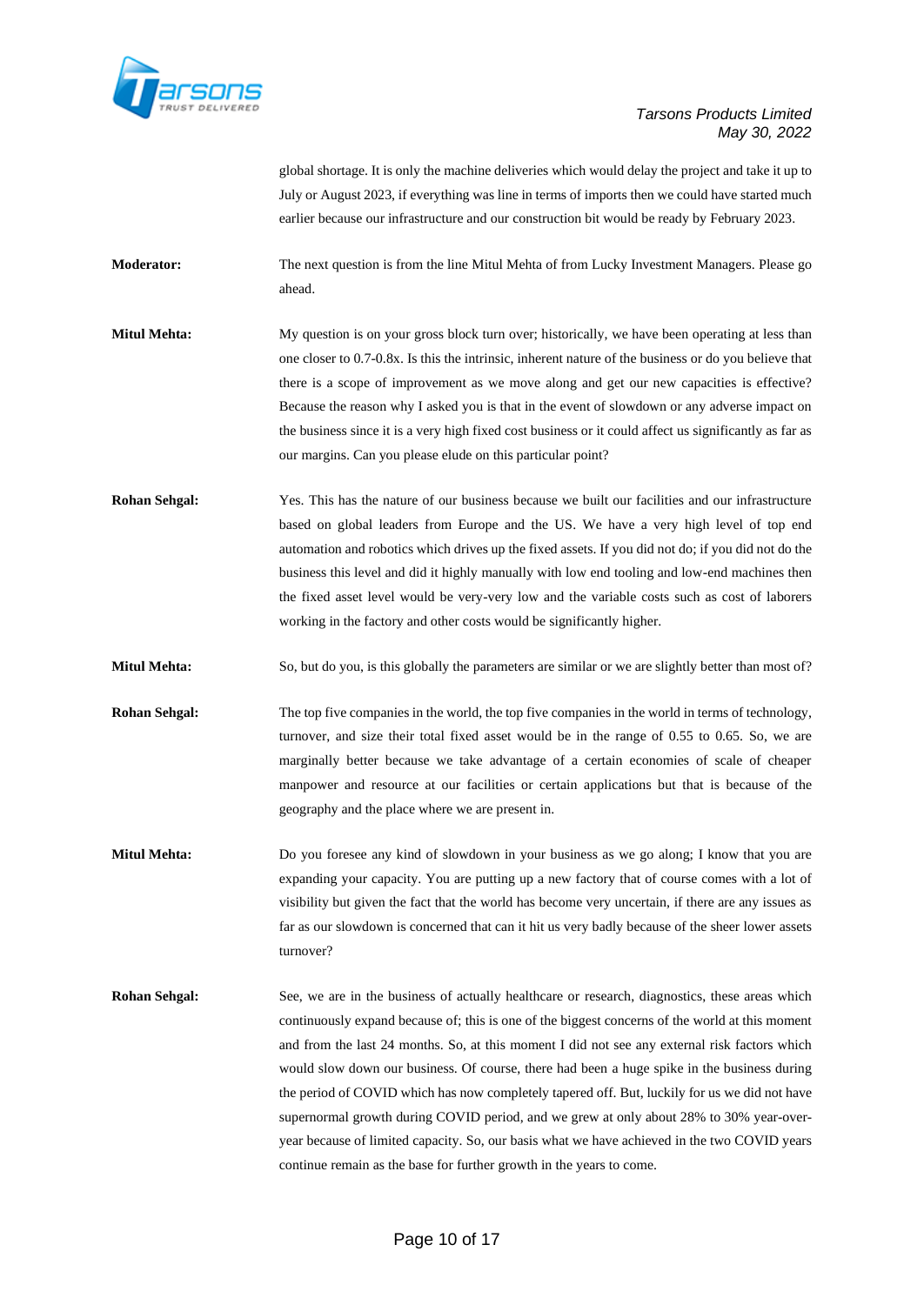global shortage. It is only the machine deliveries which would delay the project and take it up to July or August 2023, if everything was line in terms of imports then we could have started much earlier because our infrastructure and our construction bit would be ready by February 2023.

**Moderator:** The next question is from the line Mitul Mehta of from Lucky Investment Managers. Please go ahead.

**Mitul Mehta:** My question is on your gross block turn over; historically, we have been operating at less than one closer to 0.7-0.8x. Is this the intrinsic, inherent nature of the business or do you believe that there is a scope of improvement as we move along and get our new capacities is effective? Because the reason why I asked you is that in the event of slowdown or any adverse impact on the business since it is a very high fixed cost business or it could affect us significantly as far as our margins. Can you please elude on this particular point?

**Rohan Sehgal:** Yes. This has the nature of our business because we built our facilities and our infrastructure based on global leaders from Europe and the US. We have a very high level of top end automation and robotics which drives up the fixed assets. If you did not do; if you did not do the business this level and did it highly manually with low end tooling and low-end machines then the fixed asset level would be very-very low and the variable costs such as cost of laborers working in the factory and other costs would be significantly higher.

**Mitul Mehta:** So, but do you, is this globally the parameters are similar or we are slightly better than most of?

**Rohan Sehgal:** The top five companies in the world, the top five companies in the world in terms of technology, turnover, and size their total fixed asset would be in the range of 0.55 to 0.65. So, we are marginally better because we take advantage of a certain economies of scale of cheaper manpower and resource at our facilities or certain applications but that is because of the geography and the place where we are present in.

**Mitul Mehta:** Do you foresee any kind of slowdown in your business as we go along; I know that you are expanding your capacity. You are putting up a new factory that of course comes with a lot of visibility but given the fact that the world has become very uncertain, if there are any issues as far as our slowdown is concerned that can it hit us very badly because of the sheer lower assets turnover?

**Rohan Sehgal:** See, we are in the business of actually healthcare or research, diagnostics, these areas which continuously expand because of; this is one of the biggest concerns of the world at this moment and from the last 24 months. So, at this moment I did not see any external risk factors which would slow down our business. Of course, there had been a huge spike in the business during the period of COVID which has now completely tapered off. But, luckily for us we did not have supernormal growth during COVID period, and we grew at only about 28% to 30% year-over-year because of limited capacity. So, our basis what we have achieved in the two COVID years continue remain as the base for further growth in the years to come.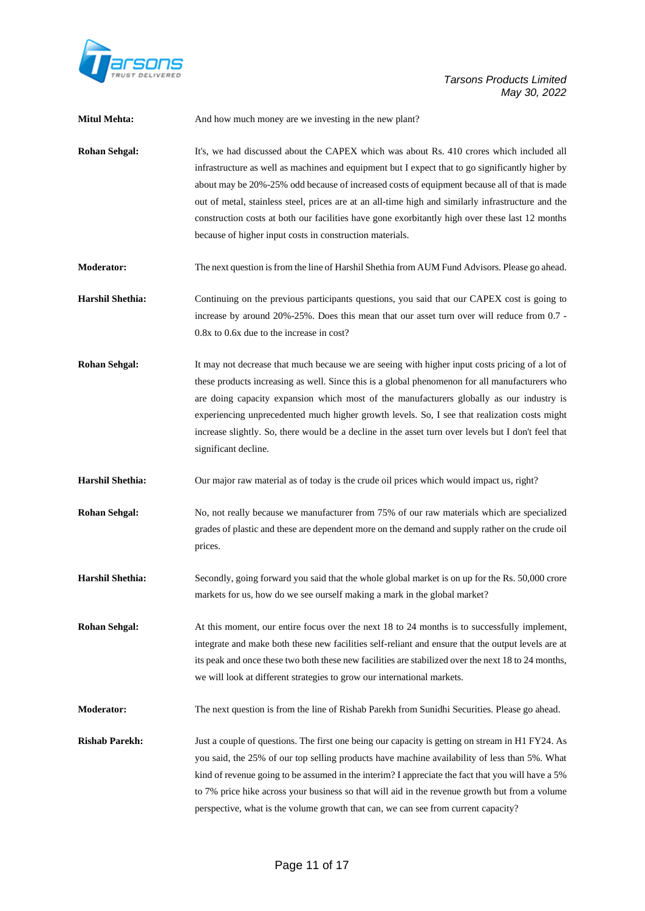**Mitul Mehta:** And how much money are we investing in the new plant?

**Rohan Sehgal:** It's, we had discussed about the CAPEX which was about Rs. 410 crores which included all infrastructure as well as machines and equipment but I expect that to go significantly higher by about may be 20%-25% odd because of increased costs of equipment because all of that is made out of metal, stainless steel, prices are at an all-time high and similarly infrastructure and the construction costs at both our facilities have gone exorbitantly high over these last 12 months because of higher input costs in construction materials.

**Moderator:** The next question is from the line of Harshil Shethia from AUM Fund Advisors. Please go ahead.

**Harshil Shethia:** Continuing on the previous participants questions, you said that our CAPEX cost is going to increase by around 20%-25%. Does this mean that our asset turn over will reduce from 0.7 - 0.8x to 0.6x due to the increase in cost?

**Rohan Sehgal:** It may not decrease that much because we are seeing with higher input costs pricing of a lot of these products increasing as well. Since this is a global phenomenon for all manufacturers who are doing capacity expansion which most of the manufacturers globally as our industry is experiencing unprecedented much higher growth levels. So, I see that realization costs might increase slightly. So, there would be a decline in the asset turn over levels but I don't feel that significant decline.

**Harshil Shethia:** Our major raw material as of today is the crude oil prices which would impact us, right?

**Rohan Sehgal:** No, not really because we manufacturer from 75% of our raw materials which are specialized grades of plastic and these are dependent more on the demand and supply rather on the crude oil prices.

**Harshil Shethia:** Secondly, going forward you said that the whole global market is on up for the Rs. 50,000 crore markets for us, how do we see ourself making a mark in the global market?

**Rohan Sehgal:** At this moment, our entire focus over the next 18 to 24 months is to successfully implement, integrate and make both these new facilities self-reliant and ensure that the output levels are at its peak and once these two both these new facilities are stabilized over the next 18 to 24 months, we will look at different strategies to grow our international markets.

**Moderator:** The next question is from the line of Rishab Parekh from Sunidhi Securities. Please go ahead.

**Rishab Parekh:** Just a couple of questions. The first one being our capacity is getting on stream in H1 FY24. As you said, the 25% of our top selling products have machine availability of less than 5%. What kind of revenue going to be assumed in the interim? I appreciate the fact that you will have a 5% to 7% price hike across your business so that will aid in the revenue growth but from a volume perspective, what is the volume growth that can, we can see from current capacity?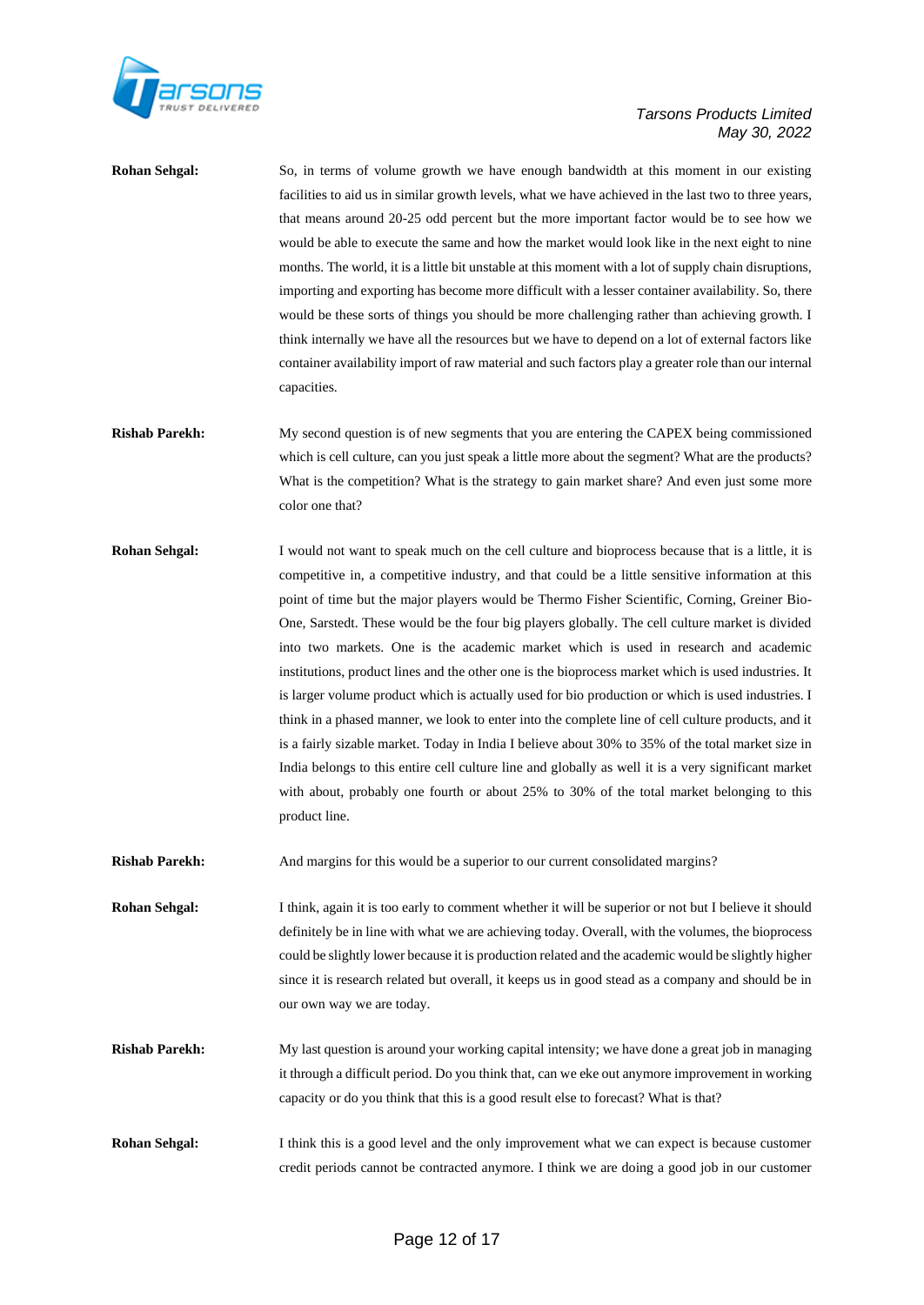**Rohan Sehgal:** So, in terms of volume growth we have enough bandwidth at this moment in our existing facilities to aid us in similar growth levels, what we have achieved in the last two to three years, that means around 20-25 odd percent but the more important factor would be to see how we would be able to execute the same and how the market would look like in the next eight to nine months. The world, it is a little bit unstable at this moment with a lot of supply chain disruptions, importing and exporting has become more difficult with a lesser container availability. So, there would be these sorts of things you should be more challenging rather than achieving growth. I think internally we have all the resources but we have to depend on a lot of external factors like container availability import of raw material and such factors play a greater role than our internal capacities.

**Rishab Parekh:** My second question is of new segments that you are entering the CAPEX being commissioned which is cell culture, can you just speak a little more about the segment? What are the products? What is the competition? What is the strategy to gain market share? And even just some more color one that?

**Rohan Sehgal:** I would not want to speak much on the cell culture and bioprocess because that is a little, it is competitive in, a competitive industry, and that could be a little sensitive information at this point of time but the major players would be Thermo Fisher Scientific, Corning, Greiner Bio-One, Sarstedt. These would be the four big players globally. The cell culture market is divided into two markets. One is the academic market which is used in research and academic institutions, product lines and the other one is the bioprocess market which is used industries. It is larger volume product which is actually used for bio production or which is used industries. I think in a phased manner, we look to enter into the complete line of cell culture products, and it is a fairly sizable market. Today in India I believe about 30% to 35% of the total market size in India belongs to this entire cell culture line and globally as well it is a very significant market with about, probably one fourth or about 25% to 30% of the total market belonging to this product line.

**Rishab Parekh:** And margins for this would be a superior to our current consolidated margins?

**Rohan Sehgal:** I think, again it is too early to comment whether it will be superior or not but I believe it should definitely be in line with what we are achieving today. Overall, with the volumes, the bioprocess could be slightly lower because it is production related and the academic would be slightly higher since it is research related but overall, it keeps us in good stead as a company and should be in our own way we are today.

**Rishab Parekh:** My last question is around your working capital intensity; we have done a great job in managing it through a difficult period. Do you think that, can we eke out anymore improvement in working capacity or do you think that this is a good result else to forecast? What is that?

**Rohan Sehgal:** I think this is a good level and the only improvement what we can expect is because customer credit periods cannot be contracted anymore. I think we are doing a good job in our customer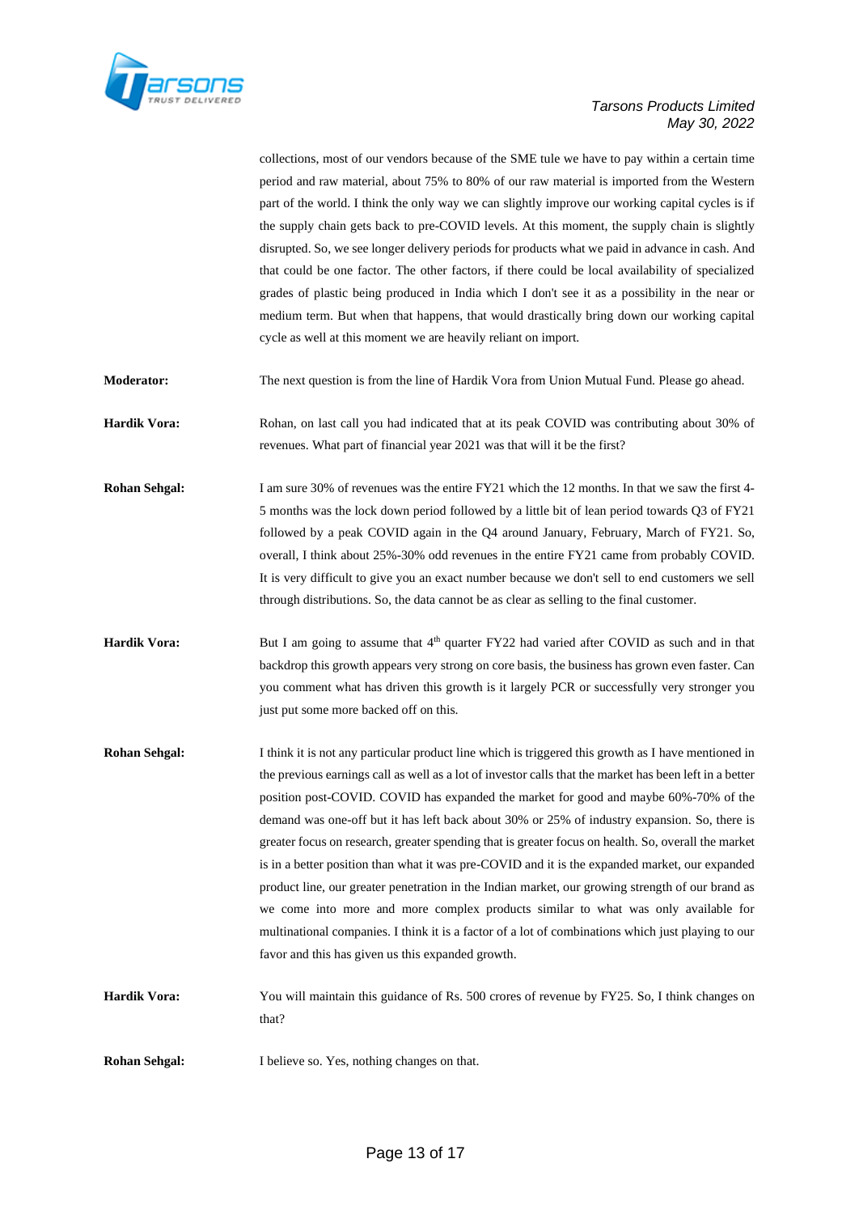collections, most of our vendors because of the SME tule we have to pay within a certain time period and raw material, about 75% to 80% of our raw material is imported from the Western part of the world. I think the only way we can slightly improve our working capital cycles is if the supply chain gets back to pre-COVID levels. At this moment, the supply chain is slightly disrupted. So, we see longer delivery periods for products what we paid in advance in cash. And that could be one factor. The other factors, if there could be local availability of specialized grades of plastic being produced in India which I don't see it as a possibility in the near or medium term. But when that happens, that would drastically bring down our working capital cycle as well at this moment we are heavily reliant on import.

**Moderator:** The next question is from the line of Hardik Vora from Union Mutual Fund. Please go ahead.

**Hardik Vora:** Rohan, on last call you had indicated that at its peak COVID was contributing about 30% of revenues. What part of financial year 2021 was that will it be the first?

**Rohan Sehgal:** I am sure 30% of revenues was the entire FY21 which the 12 months. In that we saw the first 4-5 months was the lock down period followed by a little bit of lean period towards Q3 of FY21 followed by a peak COVID again in the Q4 around January, February, March of FY21. So, overall, I think about 25%-30% odd revenues in the entire FY21 came from probably COVID. It is very difficult to give you an exact number because we don't sell to end customers we sell through distributions. So, the data cannot be as clear as selling to the final customer.

**Hardik Vora:** But I am going to assume that 4th quarter FY22 had varied after COVID as such and in that backdrop this growth appears very strong on core basis, the business has grown even faster. Can you comment what has driven this growth is it largely PCR or successfully very stronger you just put some more backed off on this.

**Rohan Sehgal:** I think it is not any particular product line which is triggered this growth as I have mentioned in the previous earnings call as well as a lot of investor calls that the market has been left in a better position post-COVID. COVID has expanded the market for good and maybe 60%-70% of the demand was one-off but it has left back about 30% or 25% of industry expansion. So, there is greater focus on research, greater spending that is greater focus on health. So, overall the market is in a better position than what it was pre-COVID and it is the expanded market, our expanded product line, our greater penetration in the Indian market, our growing strength of our brand as we come into more and more complex products similar to what was only available for multinational companies. I think it is a factor of a lot of combinations which just playing to our favor and this has given us this expanded growth.

**Hardik Vora:** You will maintain this guidance of Rs. 500 crores of revenue by FY25. So, I think changes on that?

**Rohan Sehgal:** I believe so. Yes, nothing changes on that.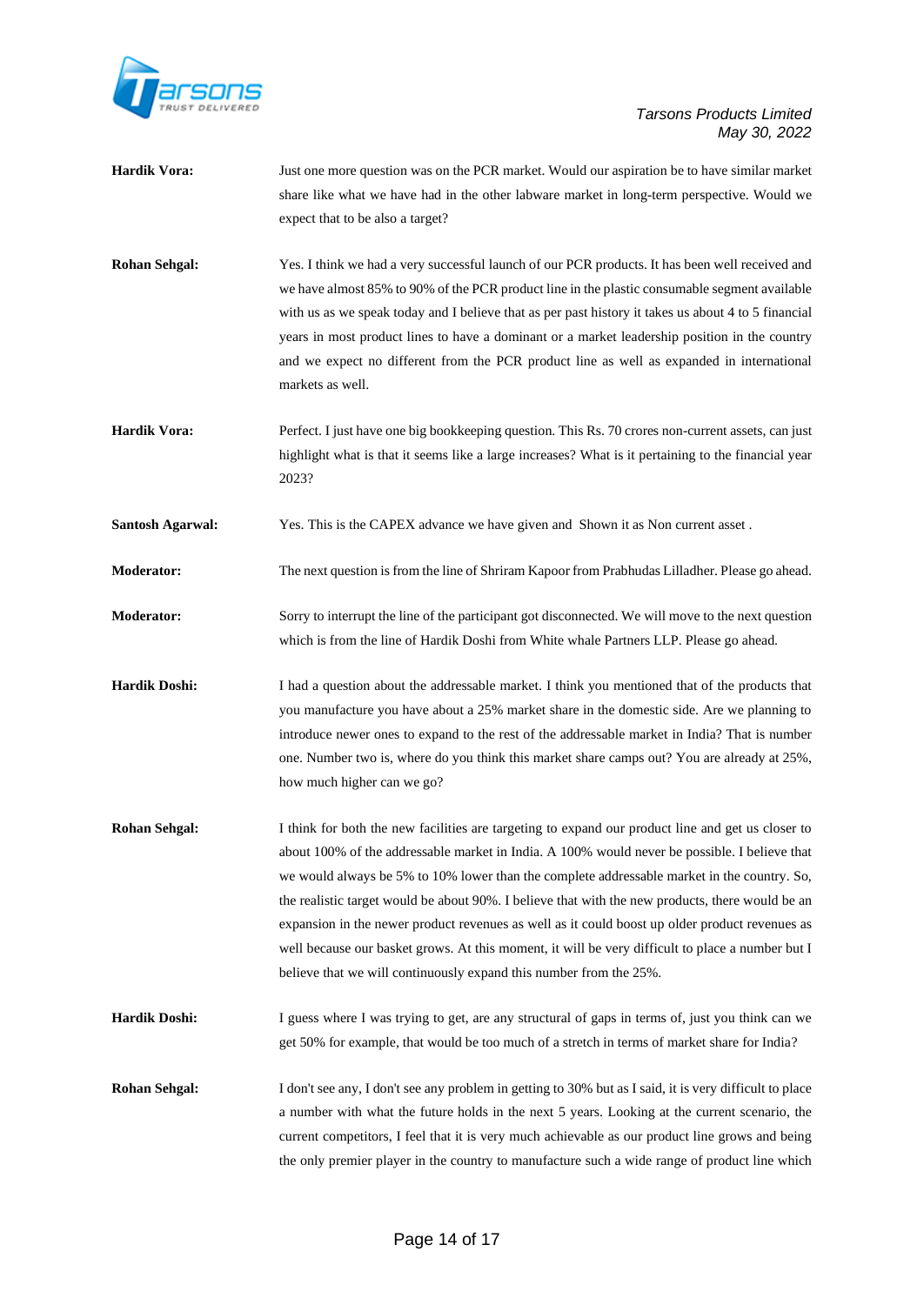**Hardik Vora:** Just one more question was on the PCR market. Would our aspiration be to have similar market share like what we have had in the other labware market in long-term perspective. Would we expect that to be also a target?

**Rohan Sehgal:** Yes. I think we had a very successful launch of our PCR products. It has been well received and we have almost 85% to 90% of the PCR product line in the plastic consumable segment available with us as we speak today and I believe that as per past history it takes us about 4 to 5 financial years in most product lines to have a dominant or a market leadership position in the country and we expect no different from the PCR product line as well as expanded in international markets as well.

**Hardik Vora:** Perfect. I just have one big bookkeeping question. This Rs. 70 crores non-current assets, can just highlight what is that it seems like a large increases? What is it pertaining to the financial year 2023?

**Santosh Agarwal:** Yes. This is the CAPEX advance we have given and Shown it as Non current asset .

**Moderator:** The next question is from the line of Shriram Kapoor from Prabhudas Lilladher. Please go ahead.

**Moderator:** Sorry to interrupt the line of the participant got disconnected. We will move to the next question which is from the line of Hardik Doshi from White whale Partners LLP. Please go ahead.

**Hardik Doshi:** I had a question about the addressable market. I think you mentioned that of the products that you manufacture you have about a 25% market share in the domestic side. Are we planning to introduce newer ones to expand to the rest of the addressable market in India? That is number one. Number two is, where do you think this market share camps out? You are already at 25%, how much higher can we go?

**Rohan Sehgal:** I think for both the new facilities are targeting to expand our product line and get us closer to about 100% of the addressable market in India. A 100% would never be possible. I believe that we would always be 5% to 10% lower than the complete addressable market in the country. So, the realistic target would be about 90%. I believe that with the new products, there would be an expansion in the newer product revenues as well as it could boost up older product revenues as well because our basket grows. At this moment, it will be very difficult to place a number but I believe that we will continuously expand this number from the 25%.

**Hardik Doshi:** I guess where I was trying to get, are any structural of gaps in terms of, just you think can we get 50% for example, that would be too much of a stretch in terms of market share for India?

**Rohan Sehgal:** I don't see any, I don't see any problem in getting to 30% but as I said, it is very difficult to place a number with what the future holds in the next 5 years. Looking at the current scenario, the current competitors, I feel that it is very much achievable as our product line grows and being the only premier player in the country to manufacture such a wide range of product line which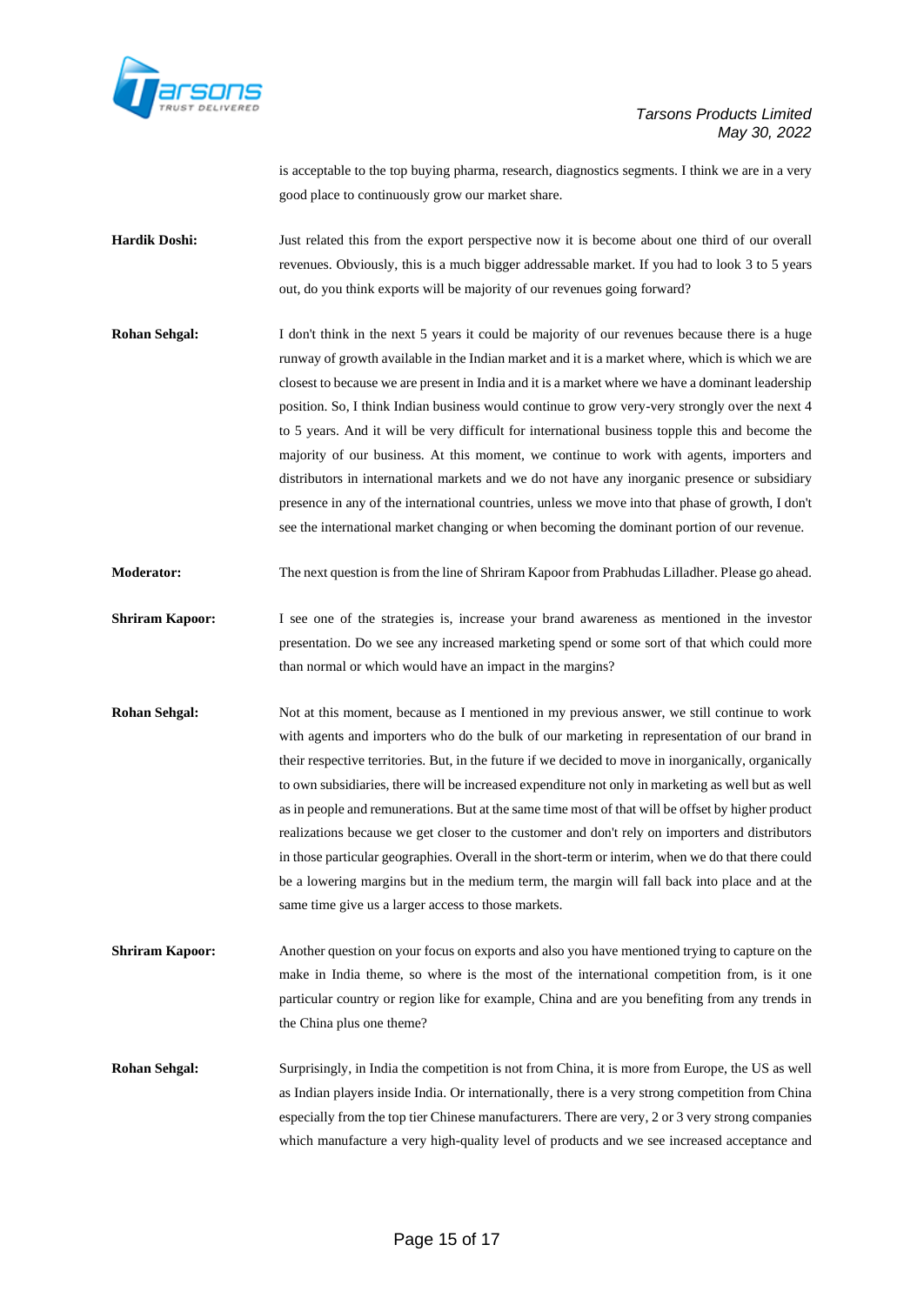is acceptable to the top buying pharma, research, diagnostics segments. I think we are in a very good place to continuously grow our market share.

**Hardik Doshi:** Just related this from the export perspective now it is become about one third of our overall revenues. Obviously, this is a much bigger addressable market. If you had to look 3 to 5 years out, do you think exports will be majority of our revenues going forward?

**Rohan Sehgal:** I don't think in the next 5 years it could be majority of our revenues because there is a huge runway of growth available in the Indian market and it is a market where, which is which we are closest to because we are present in India and it is a market where we have a dominant leadership position. So, I think Indian business would continue to grow very-very strongly over the next 4 to 5 years. And it will be very difficult for international business topple this and become the majority of our business. At this moment, we continue to work with agents, importers and distributors in international markets and we do not have any inorganic presence or subsidiary presence in any of the international countries, unless we move into that phase of growth, I don't see the international market changing or when becoming the dominant portion of our revenue.

**Moderator:** The next question is from the line of Shriram Kapoor from Prabhudas Lilladher. Please go ahead.

**Shriram Kapoor:** I see one of the strategies is, increase your brand awareness as mentioned in the investor presentation. Do we see any increased marketing spend or some sort of that which could more than normal or which would have an impact in the margins?

**Rohan Sehgal:** Not at this moment, because as I mentioned in my previous answer, we still continue to work with agents and importers who do the bulk of our marketing in representation of our brand in their respective territories. But, in the future if we decided to move in inorganically, organically to own subsidiaries, there will be increased expenditure not only in marketing as well but as well as in people and remunerations. But at the same time most of that will be offset by higher product realizations because we get closer to the customer and don't rely on importers and distributors in those particular geographies. Overall in the short-term or interim, when we do that there could be a lowering margins but in the medium term, the margin will fall back into place and at the same time give us a larger access to those markets.

**Shriram Kapoor:** Another question on your focus on exports and also you have mentioned trying to capture on the make in India theme, so where is the most of the international competition from, is it one particular country or region like for example, China and are you benefiting from any trends in the China plus one theme?

**Rohan Sehgal:** Surprisingly, in India the competition is not from China, it is more from Europe, the US as well as Indian players inside India. Or internationally, there is a very strong competition from China especially from the top tier Chinese manufacturers. There are very, 2 or 3 very strong companies which manufacture a very high-quality level of products and we see increased acceptance and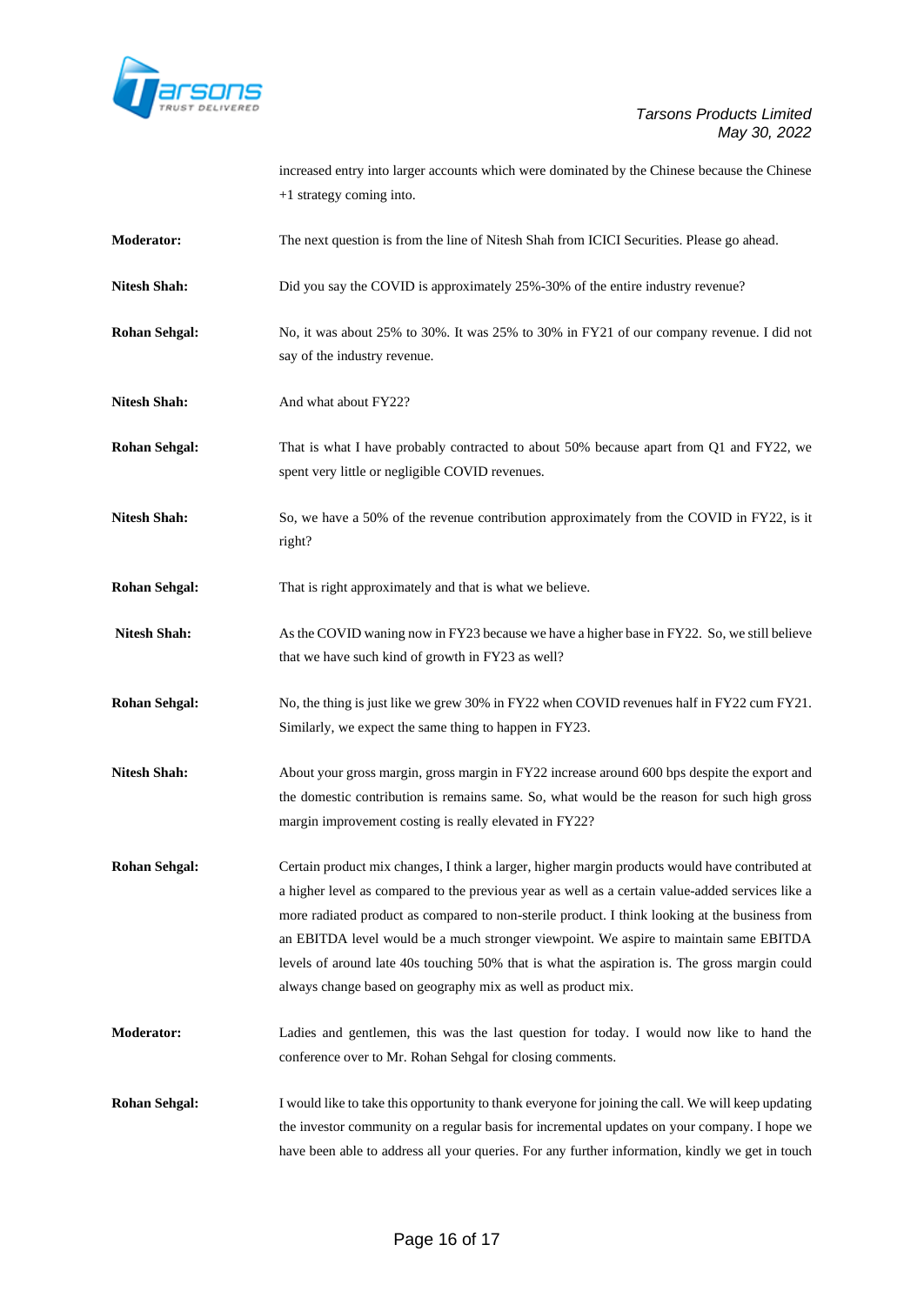increased entry into larger accounts which were dominated by the Chinese because the Chinese +1 strategy coming into.

**Moderator:** The next question is from the line of Nitesh Shah from ICICI Securities. Please go ahead.

**Nitesh Shah:** Did you say the COVID is approximately 25%-30% of the entire industry revenue?

**Rohan Sehgal:** No, it was about 25% to 30%. It was 25% to 30% in FY21 of our company revenue. I did not say of the industry revenue.

**Nitesh Shah:** And what about FY22?

**Rohan Sehgal:** That is what I have probably contracted to about 50% because apart from Q1 and FY22, we spent very little or negligible COVID revenues.

**Nitesh Shah:** So, we have a 50% of the revenue contribution approximately from the COVID in FY22, is it right?

**Rohan Sehgal:** That is right approximately and that is what we believe.

**Nitesh Shah:** As the COVID waning now in FY23 because we have a higher base in FY22. So, we still believe that we have such kind of growth in FY23 as well?

**Rohan Sehgal:** No, the thing is just like we grew 30% in FY22 when COVID revenues half in FY22 cum FY21. Similarly, we expect the same thing to happen in FY23.

**Nitesh Shah:** About your gross margin, gross margin in FY22 increase around 600 bps despite the export and the domestic contribution is remains same. So, what would be the reason for such high gross margin improvement costing is really elevated in FY22?

**Rohan Sehgal:** Certain product mix changes, I think a larger, higher margin products would have contributed at a higher level as compared to the previous year as well as a certain value-added services like a more radiated product as compared to non-sterile product. I think looking at the business from an EBITDA level would be a much stronger viewpoint. We aspire to maintain same EBITDA levels of around late 40s touching 50% that is what the aspiration is. The gross margin could always change based on geography mix as well as product mix.

**Moderator:** Ladies and gentlemen, this was the last question for today. I would now like to hand the conference over to Mr. Rohan Sehgal for closing comments.

**Rohan Sehgal:** I would like to take this opportunity to thank everyone for joining the call. We will keep updating the investor community on a regular basis for incremental updates on your company. I hope we have been able to address all your queries. For any further information, kindly we get in touch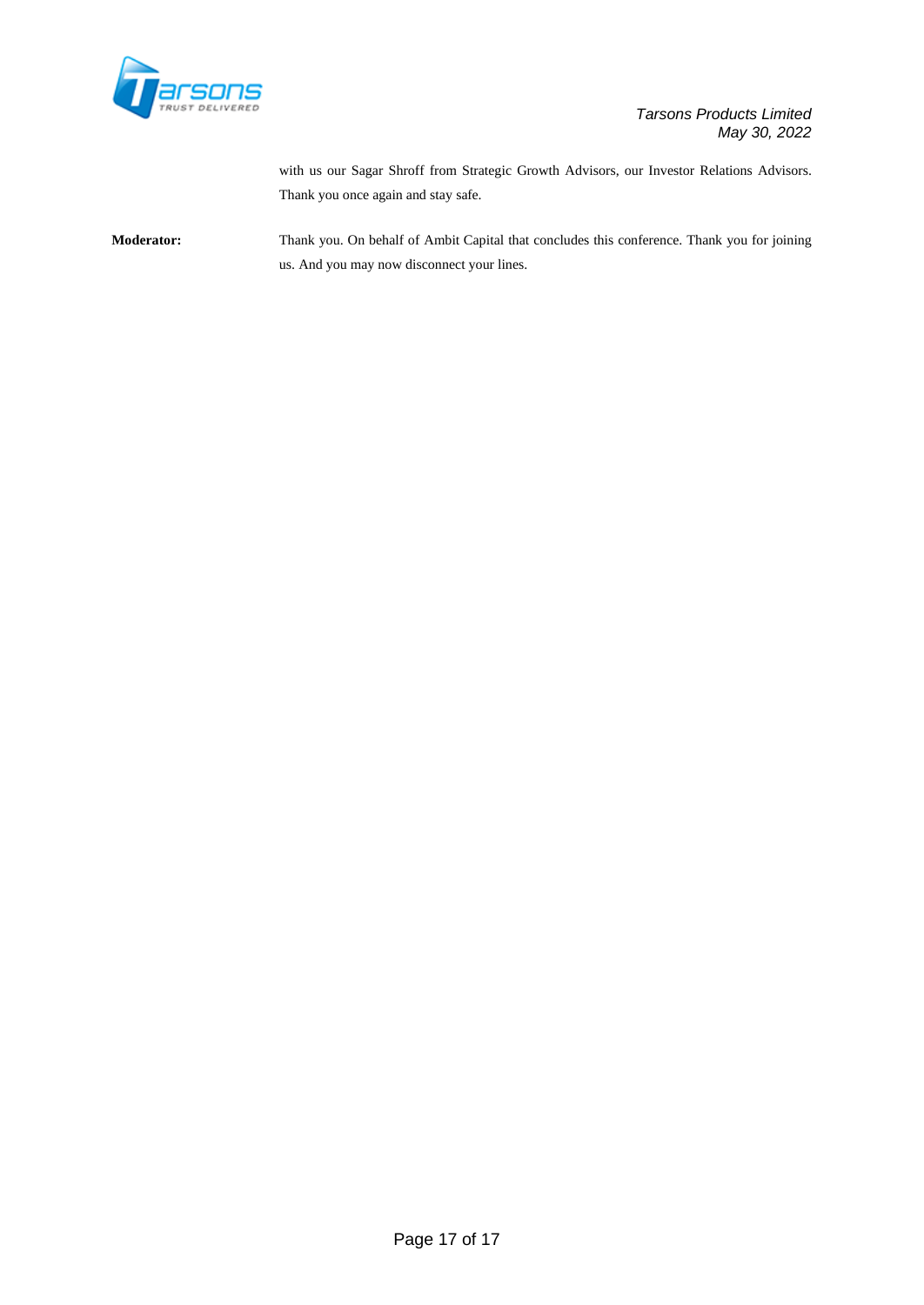with us our Sagar Shroff from Strategic Growth Advisors, our Investor Relations Advisors. Thank you once again and stay safe.

**Moderator:** Thank you. On behalf of Ambit Capital that concludes this conference. Thank you for joining us. And you may now disconnect your lines.